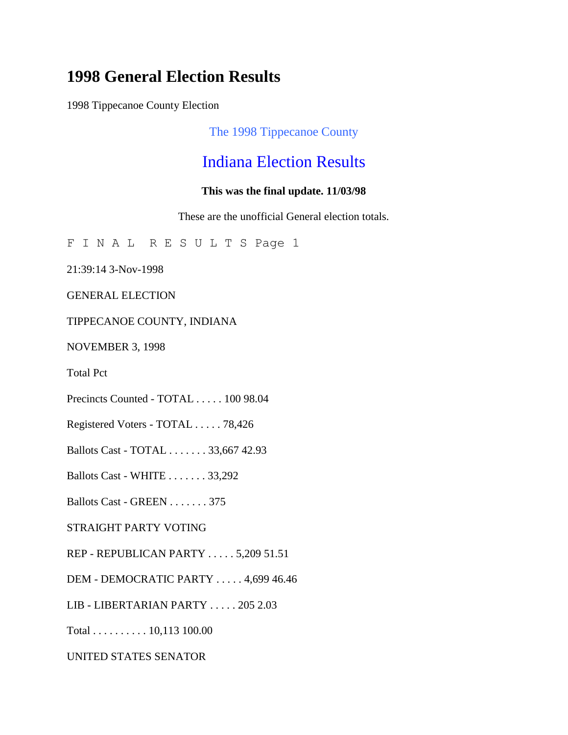# 1998 General Election Results

1998 Tippecanoe County Election

The 1998 Tippecanoe County

## Indiana Election Results

**This was the final update. 11/03/98**

These are the unofficial General election totals.

F I N A L R E S U L T S Page 1

21:39:14 3-Nov-1998

GENERAL ELECTION

TIPPECANOE COUNTY, INDIANA

NOVEMBER 3, 1998

Total Pct

Precincts Counted - TOTAL . . . . . 100 98.04

Registered Voters - TOTAL . . . . . 78,426

Ballots Cast - TOTAL . . . . . . . 33,667 42.93

Ballots Cast - WHITE . . . . . . . 33,292

Ballots Cast - GREEN . . . . . . . 375

STRAIGHT PARTY VOTING

REP - REPUBLICAN PARTY . . . . . 5,209 51.51

DEM - DEMOCRATIC PARTY . . . . . 4,699 46.46

LIB - LIBERTARIAN PARTY . . . . . 205 2.03

Total . . . . . . . . . . 10,113 100.00

UNITED STATES SENATOR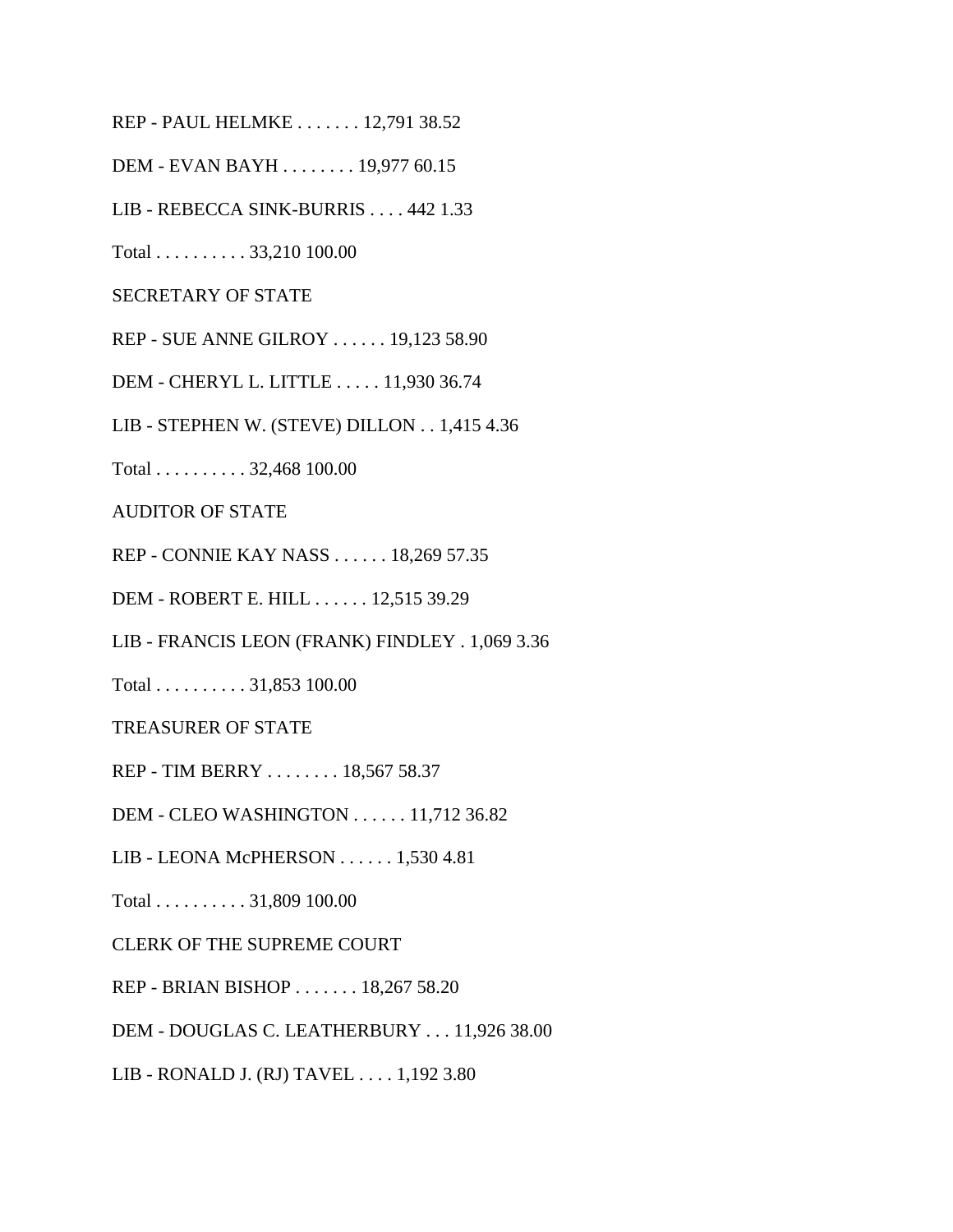REP - PAUL HELMKE . . . . . . . 12,791 38.52

DEM - EVAN BAYH . . . . . . . . 19,977 60.15

LIB - REBECCA SINK-BURRIS . . . . 442 1.33

Total . . . . . . . . . . 33,210 100.00

SECRETARY OF STATE

REP - SUE ANNE GILROY . . . . . . 19,123 58.90

DEM - CHERYL L. LITTLE . . . . . 11,930 36.74

LIB - STEPHEN W. (STEVE) DILLON . . 1,415 4.36

Total . . . . . . . . . . 32,468 100.00

AUDITOR OF STATE

REP - CONNIE KAY NASS . . . . . . 18,269 57.35

DEM - ROBERT E. HILL . . . . . . 12,515 39.29

LIB - FRANCIS LEON (FRANK) FINDLEY . 1,069 3.36

Total . . . . . . . . . . 31,853 100.00

TREASURER OF STATE

REP - TIM BERRY . . . . . . . . 18,567 58.37

DEM - CLEO WASHINGTON . . . . . . 11,712 36.82

LIB - LEONA McPHERSON . . . . . . 1,530 4.81

Total . . . . . . . . . . 31,809 100.00

CLERK OF THE SUPREME COURT

REP - BRIAN BISHOP . . . . . . . 18,267 58.20

DEM - DOUGLAS C. LEATHERBURY . . . 11,926 38.00

LIB - RONALD J. (RJ) TAVEL . . . . 1,192 3.80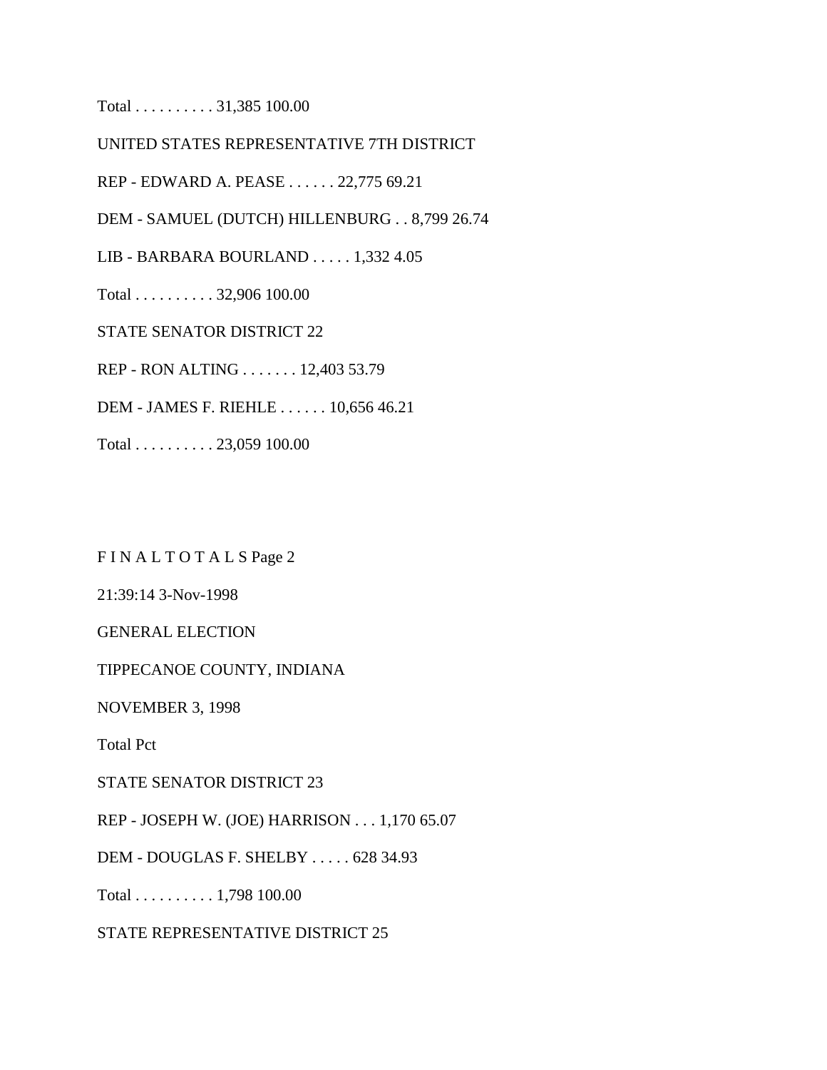Total . . . . . . . . . . 31,385 100.00

UNITED STATES REPRESENTATIVE 7TH DISTRICT

REP - EDWARD A. PEASE . . . . . . 22,775 69.21

DEM - SAMUEL (DUTCH) HILLENBURG . . 8,799 26.74

LIB - BARBARA BOURLAND . . . . . 1,332 4.05

Total . . . . . . . . . . 32,906 100.00

STATE SENATOR DISTRICT 22

REP - RON ALTING . . . . . . . 12,403 53.79

DEM - JAMES F. RIEHLE . . . . . . 10,656 46.21

Total . . . . . . . . . . 23,059 100.00

F I N A L T O T A L S Page 2

21:39:14 3-Nov-1998

GENERAL ELECTION

TIPPECANOE COUNTY, INDIANA

NOVEMBER 3, 1998

Total Pct

STATE SENATOR DISTRICT 23

REP - JOSEPH W. (JOE) HARRISON . . . 1,170 65.07

DEM - DOUGLAS F. SHELBY . . . . . 628 34.93

Total . . . . . . . . . . 1,798 100.00

STATE REPRESENTATIVE DISTRICT 25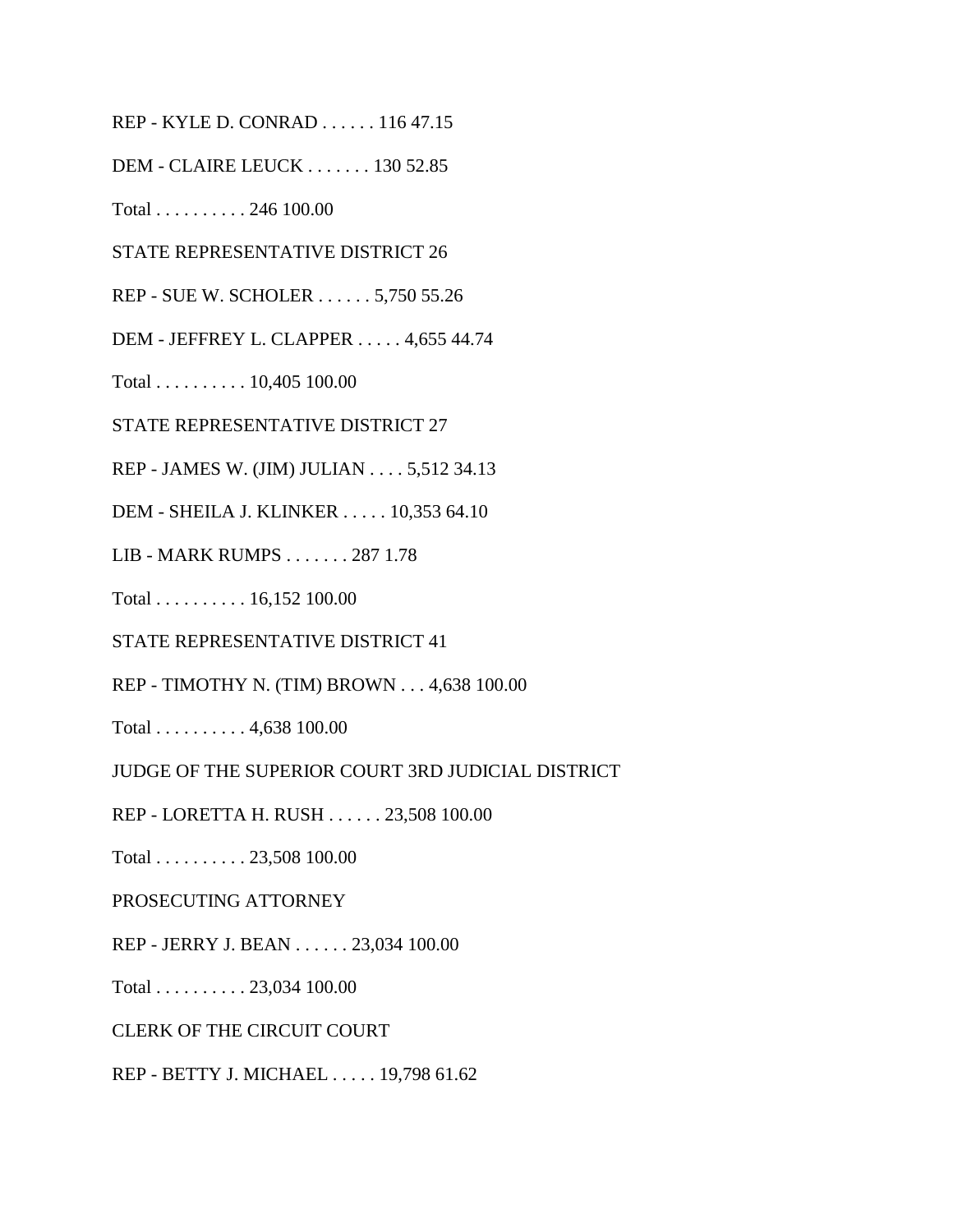REP - KYLE D. CONRAD . . . . . . 116 47.15

DEM - CLAIRE LEUCK . . . . . . . 130 52.85

Total . . . . . . . . . . 246 100.00

STATE REPRESENTATIVE DISTRICT 26

REP - SUE W. SCHOLER . . . . . . 5,750 55.26

DEM - JEFFREY L. CLAPPER . . . . . 4,655 44.74

Total . . . . . . . . . . 10,405 100.00

STATE REPRESENTATIVE DISTRICT 27

REP - JAMES W. (JIM) JULIAN . . . . 5,512 34.13

DEM - SHEILA J. KLINKER . . . . . 10,353 64.10

LIB - MARK RUMPS . . . . . . . 287 1.78

Total . . . . . . . . . . 16,152 100.00

STATE REPRESENTATIVE DISTRICT 41

REP - TIMOTHY N. (TIM) BROWN . . . 4,638 100.00

Total . . . . . . . . . . 4,638 100.00

JUDGE OF THE SUPERIOR COURT 3RD JUDICIAL DISTRICT

REP - LORETTA H. RUSH . . . . . . 23,508 100.00

Total . . . . . . . . . . 23,508 100.00

PROSECUTING ATTORNEY

REP - JERRY J. BEAN . . . . . . 23,034 100.00

Total . . . . . . . . . . 23,034 100.00

CLERK OF THE CIRCUIT COURT

REP - BETTY J. MICHAEL . . . . . 19,798 61.62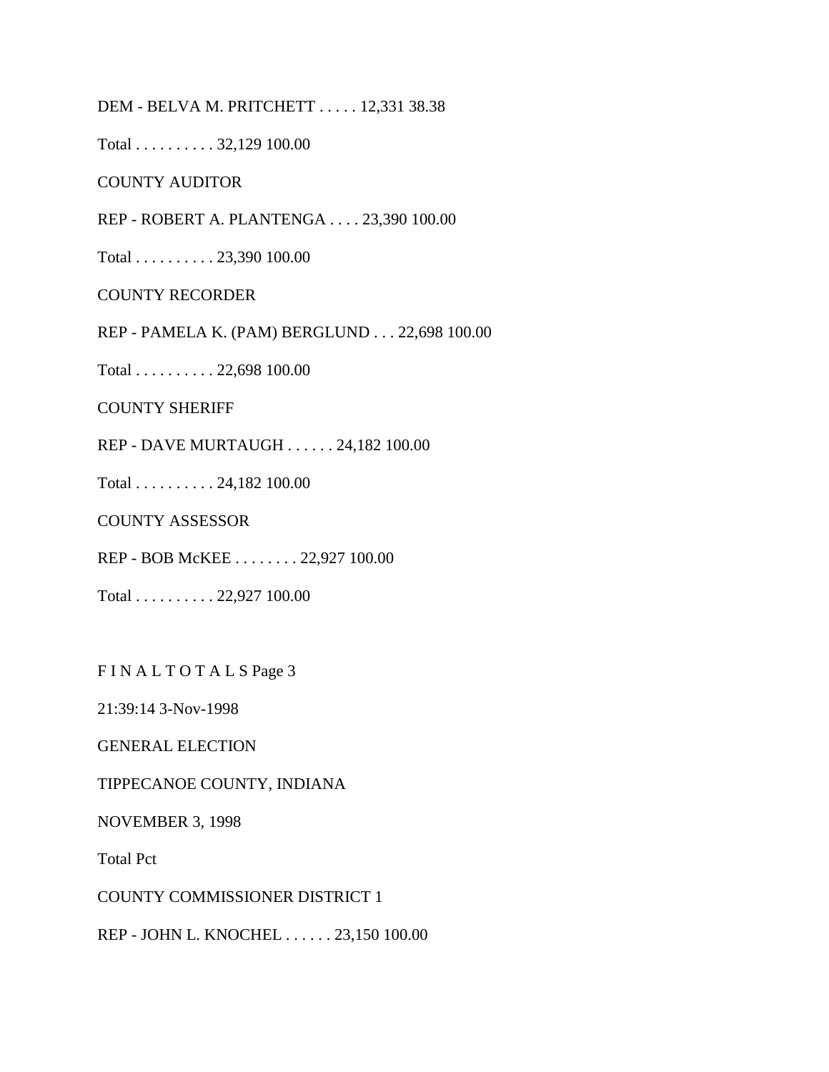DEM - BELVA M. PRITCHETT . . . . . 12,331 38.38

Total . . . . . . . . . . 32,129 100.00

COUNTY AUDITOR

REP - ROBERT A. PLANTENGA . . . . 23,390 100.00

Total . . . . . . . . . . 23,390 100.00

COUNTY RECORDER

REP - PAMELA K. (PAM) BERGLUND . . . 22,698 100.00

Total . . . . . . . . . . 22,698 100.00

COUNTY SHERIFF

REP - DAVE MURTAUGH . . . . . . 24,182 100.00

Total . . . . . . . . . . 24,182 100.00

COUNTY ASSESSOR

REP - BOB McKEE . . . . . . . . 22,927 100.00

Total . . . . . . . . . . 22,927 100.00

F I N A L T O T A L S Page 3

21:39:14 3-Nov-1998

GENERAL ELECTION

TIPPECANOE COUNTY, INDIANA

NOVEMBER 3, 1998

Total Pct

COUNTY COMMISSIONER DISTRICT 1

REP - JOHN L. KNOCHEL . . . . . . 23,150 100.00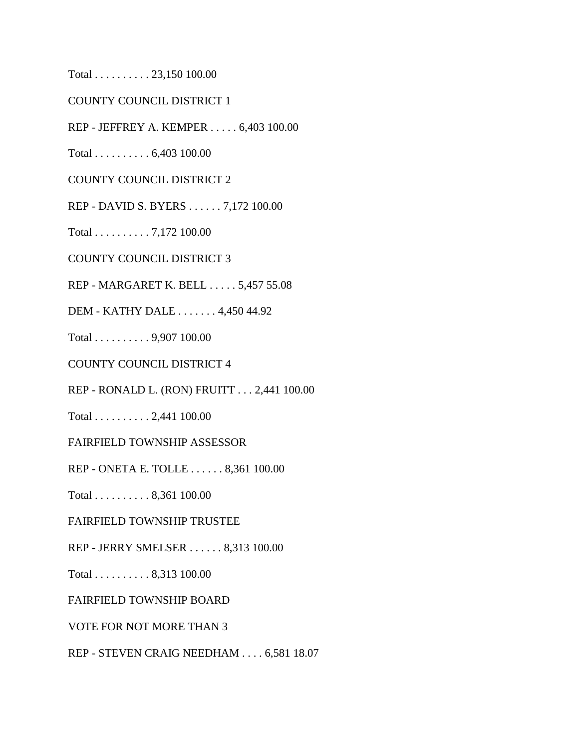Total . . . . . . . . . . 23,150 100.00

COUNTY COUNCIL DISTRICT 1

REP - JEFFREY A. KEMPER . . . . . 6,403 100.00

Total . . . . . . . . . . 6,403 100.00

COUNTY COUNCIL DISTRICT 2

REP - DAVID S. BYERS . . . . . . 7,172 100.00

Total . . . . . . . . . . 7,172 100.00

COUNTY COUNCIL DISTRICT 3

REP - MARGARET K. BELL . . . . . 5,457 55.08

DEM - KATHY DALE . . . . . . . 4,450 44.92

Total . . . . . . . . . . 9,907 100.00

COUNTY COUNCIL DISTRICT 4

REP - RONALD L. (RON) FRUITT . . . 2,441 100.00

Total . . . . . . . . . . 2,441 100.00

FAIRFIELD TOWNSHIP ASSESSOR

REP - ONETA E. TOLLE . . . . . . 8,361 100.00

Total . . . . . . . . . . 8,361 100.00

FAIRFIELD TOWNSHIP TRUSTEE

REP - JERRY SMELSER . . . . . . 8,313 100.00

Total . . . . . . . . . . 8,313 100.00

FAIRFIELD TOWNSHIP BOARD

VOTE FOR NOT MORE THAN 3

REP - STEVEN CRAIG NEEDHAM . . . . 6,581 18.07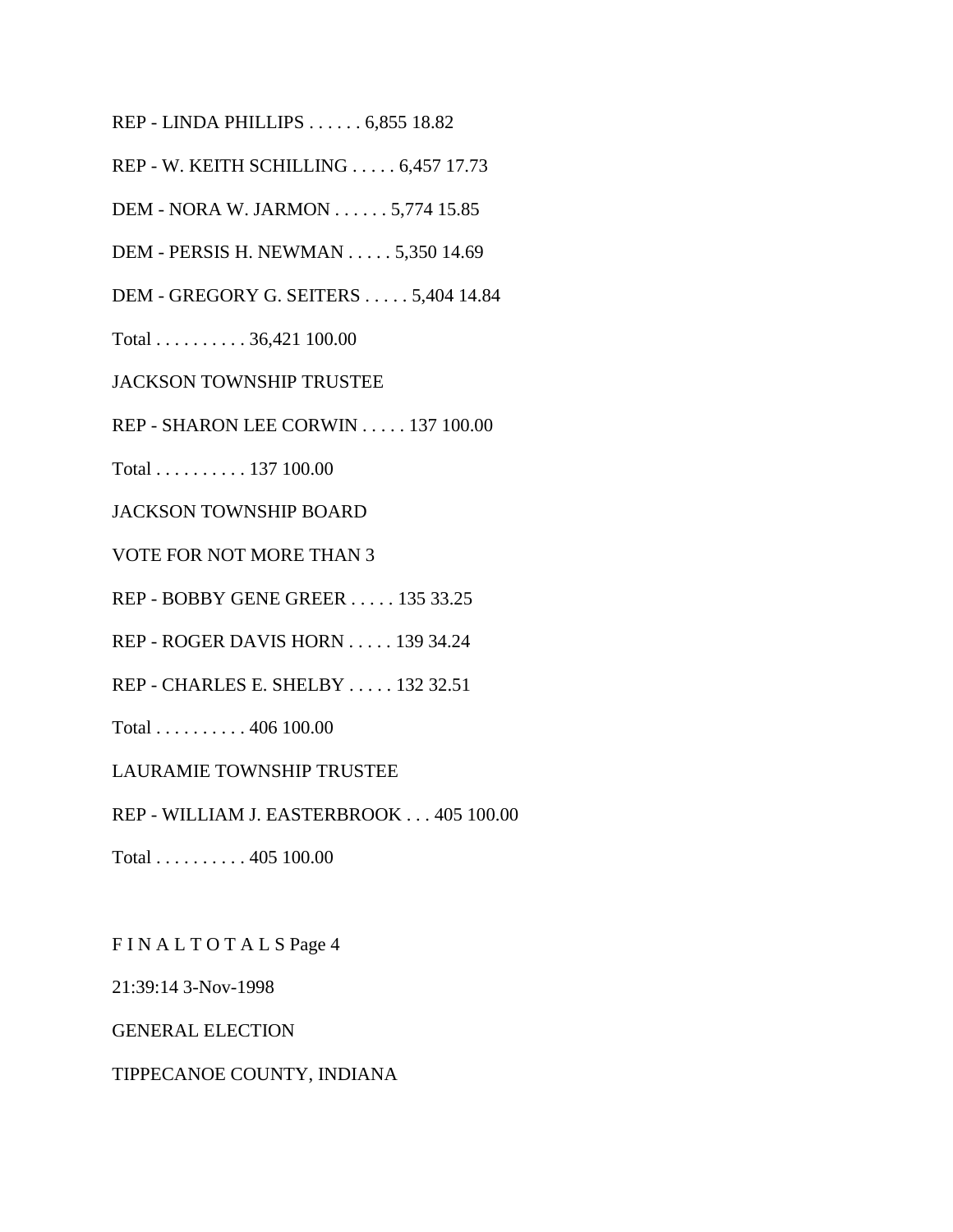REP - LINDA PHILLIPS . . . . . . 6,855 18.82

REP - W. KEITH SCHILLING . . . . . 6,457 17.73

DEM - NORA W. JARMON . . . . . . 5,774 15.85

DEM - PERSIS H. NEWMAN . . . . . 5,350 14.69

DEM - GREGORY G. SEITERS . . . . . 5,404 14.84

Total . . . . . . . . . . 36,421 100.00

JACKSON TOWNSHIP TRUSTEE

REP - SHARON LEE CORWIN . . . . . 137 100.00

Total . . . . . . . . . . 137 100.00

JACKSON TOWNSHIP BOARD

VOTE FOR NOT MORE THAN 3

REP - BOBBY GENE GREER . . . . . 135 33.25

REP - ROGER DAVIS HORN . . . . . 139 34.24

REP - CHARLES E. SHELBY . . . . . 132 32.51

Total . . . . . . . . . . 406 100.00

LAURAMIE TOWNSHIP TRUSTEE

REP - WILLIAM J. EASTERBROOK . . . 405 100.00

Total . . . . . . . . . . 405 100.00

F I N A L T O T A L S Page 4

21:39:14 3-Nov-1998

GENERAL ELECTION

TIPPECANOE COUNTY, INDIANA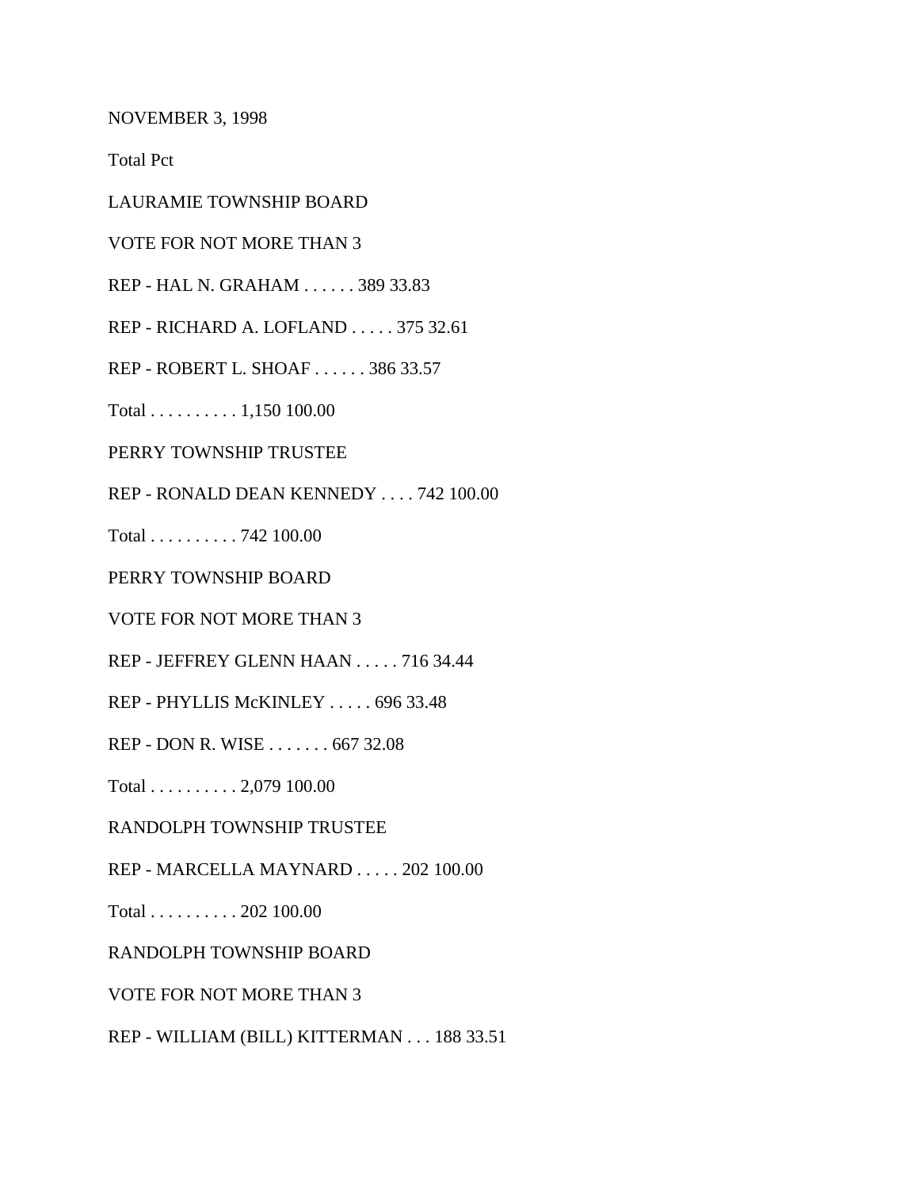NOVEMBER 3, 1998

Total Pct

LAURAMIE TOWNSHIP BOARD

VOTE FOR NOT MORE THAN 3

REP - HAL N. GRAHAM . . . . . . 389 33.83

REP - RICHARD A. LOFLAND . . . . . 375 32.61

REP - ROBERT L. SHOAF . . . . . . 386 33.57

Total . . . . . . . . . . 1,150 100.00

PERRY TOWNSHIP TRUSTEE

REP - RONALD DEAN KENNEDY . . . . 742 100.00

Total . . . . . . . . . . 742 100.00

PERRY TOWNSHIP BOARD

VOTE FOR NOT MORE THAN 3

REP - JEFFREY GLENN HAAN . . . . . 716 34.44

REP - PHYLLIS McKINLEY . . . . . 696 33.48

REP - DON R. WISE . . . . . . . 667 32.08

Total . . . . . . . . . . 2,079 100.00

RANDOLPH TOWNSHIP TRUSTEE

REP - MARCELLA MAYNARD . . . . . 202 100.00

Total . . . . . . . . . . 202 100.00

RANDOLPH TOWNSHIP BOARD

VOTE FOR NOT MORE THAN 3

REP - WILLIAM (BILL) KITTERMAN . . . 188 33.51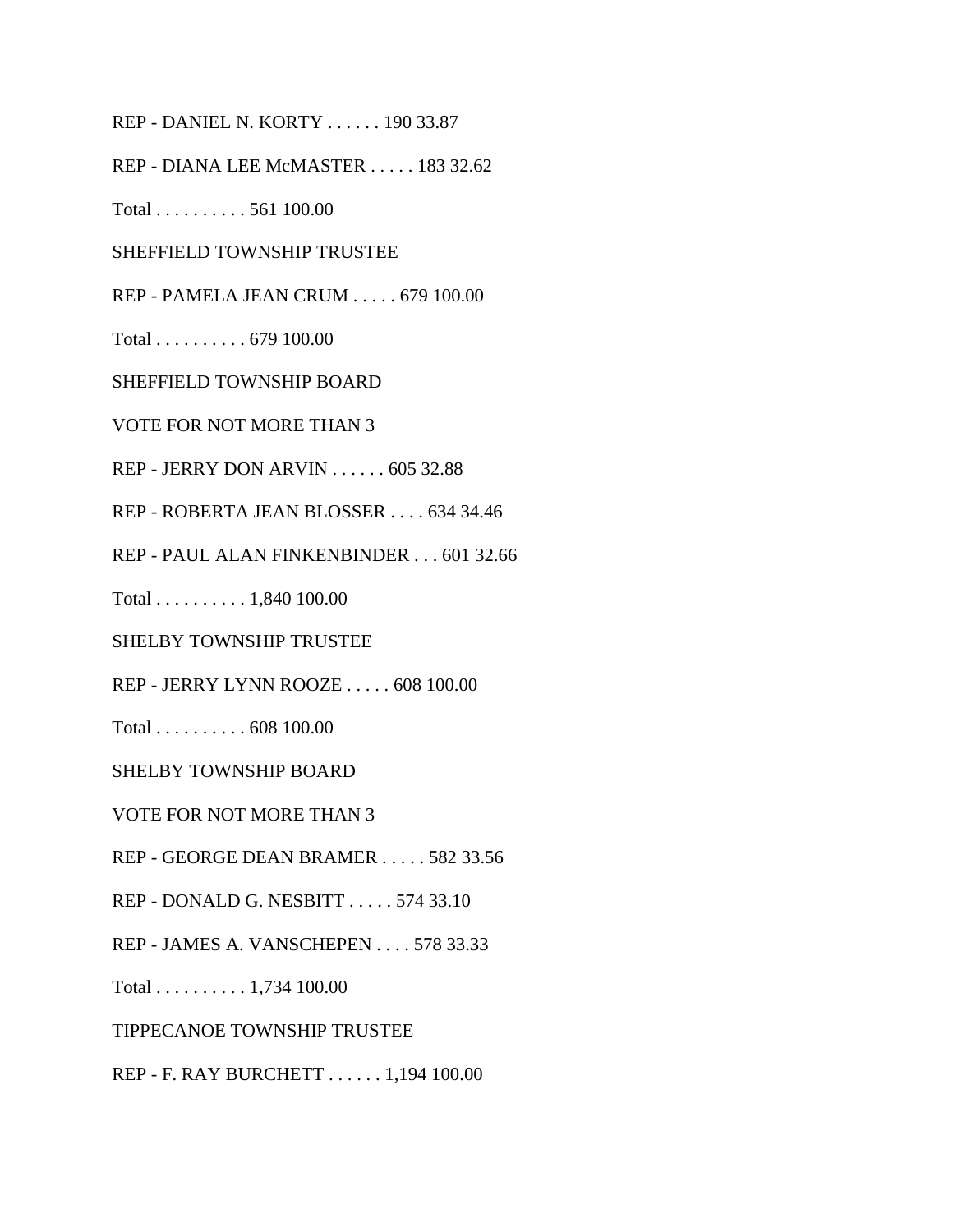REP - DANIEL N. KORTY . . . . . . 190 33.87

REP - DIANA LEE McMASTER . . . . . 183 32.62

Total . . . . . . . . . . 561 100.00

SHEFFIELD TOWNSHIP TRUSTEE

REP - PAMELA JEAN CRUM . . . . . 679 100.00

Total . . . . . . . . . . 679 100.00

SHEFFIELD TOWNSHIP BOARD

VOTE FOR NOT MORE THAN 3

REP - JERRY DON ARVIN . . . . . . 605 32.88

REP - ROBERTA JEAN BLOSSER . . . . 634 34.46

REP - PAUL ALAN FINKENBINDER . . . 601 32.66

Total . . . . . . . . . . 1,840 100.00

SHELBY TOWNSHIP TRUSTEE

REP - JERRY LYNN ROOZE . . . . . 608 100.00

Total . . . . . . . . . . 608 100.00

SHELBY TOWNSHIP BOARD

VOTE FOR NOT MORE THAN 3

REP - GEORGE DEAN BRAMER . . . . . 582 33.56

REP - DONALD G. NESBITT . . . . . 574 33.10

REP - JAMES A. VANSCHEPEN . . . . 578 33.33

Total . . . . . . . . . . 1,734 100.00

TIPPECANOE TOWNSHIP TRUSTEE

REP - F. RAY BURCHETT . . . . . . 1,194 100.00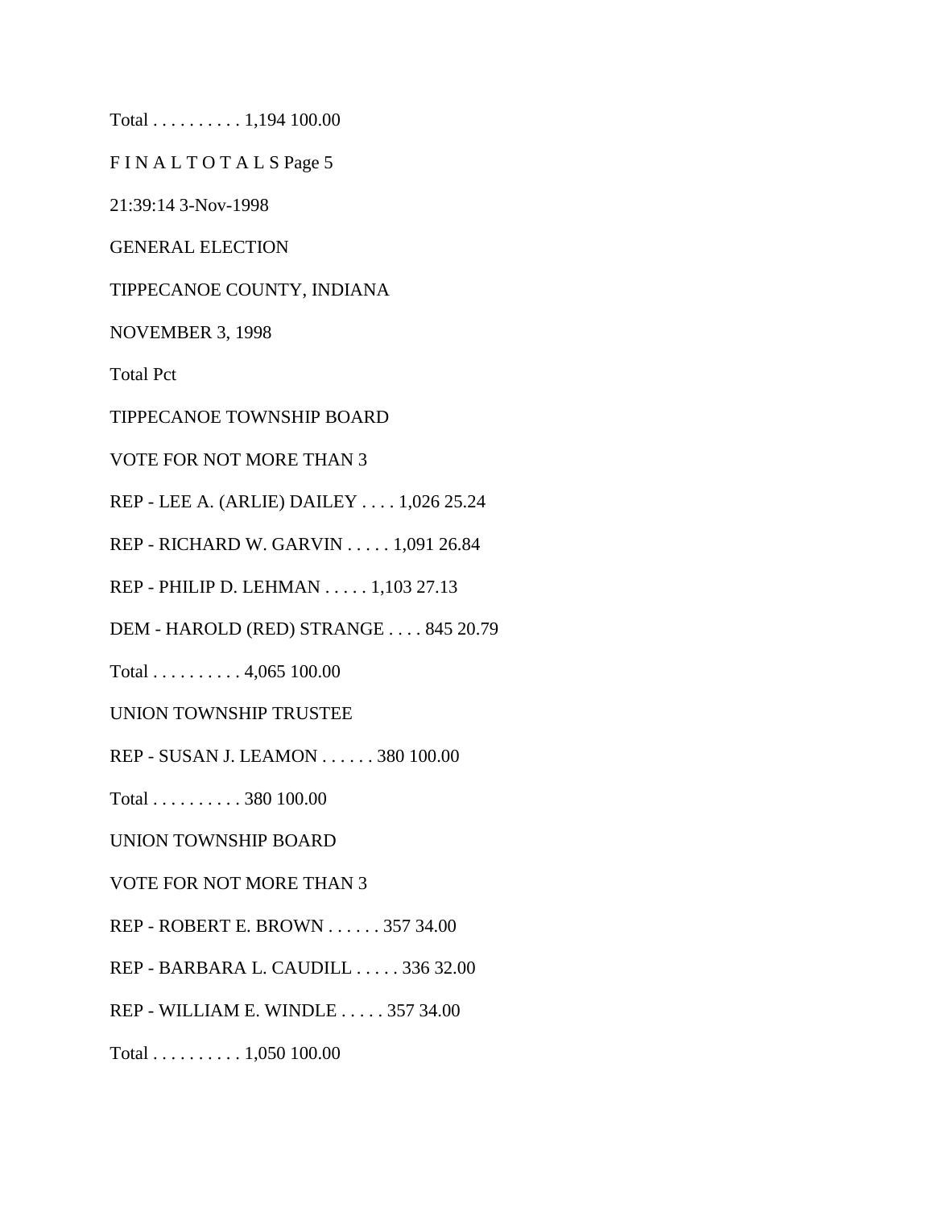Total . . . . . . . . . . 1,194 100.00

F I N A L T O T A L S Page 5

21:39:14 3-Nov-1998

GENERAL ELECTION

TIPPECANOE COUNTY, INDIANA

NOVEMBER 3, 1998

Total Pct

TIPPECANOE TOWNSHIP BOARD

VOTE FOR NOT MORE THAN 3

REP - LEE A. (ARLIE) DAILEY . . . . 1,026 25.24

REP - RICHARD W. GARVIN . . . . . 1,091 26.84

REP - PHILIP D. LEHMAN . . . . . 1,103 27.13

DEM - HAROLD (RED) STRANGE . . . . 845 20.79

Total . . . . . . . . . . 4,065 100.00

UNION TOWNSHIP TRUSTEE

REP - SUSAN J. LEAMON . . . . . . 380 100.00

Total . . . . . . . . . . 380 100.00

UNION TOWNSHIP BOARD

VOTE FOR NOT MORE THAN 3

REP - ROBERT E. BROWN . . . . . . 357 34.00

REP - BARBARA L. CAUDILL . . . . . 336 32.00

REP - WILLIAM E. WINDLE . . . . . 357 34.00

Total . . . . . . . . . . 1,050 100.00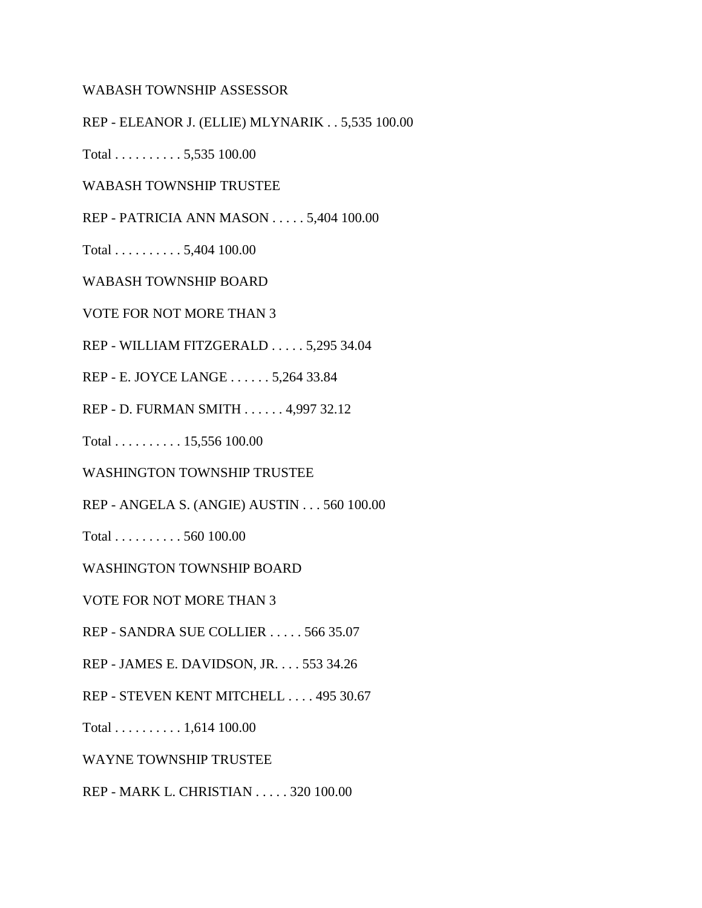WABASH TOWNSHIP ASSESSOR

REP - ELEANOR J. (ELLIE) MLYNARIK . . 5,535 100.00

Total . . . . . . . . . . 5,535 100.00

WABASH TOWNSHIP TRUSTEE

REP - PATRICIA ANN MASON . . . . . 5,404 100.00

Total . . . . . . . . . . 5,404 100.00

WABASH TOWNSHIP BOARD

VOTE FOR NOT MORE THAN 3

REP - WILLIAM FITZGERALD . . . . . 5,295 34.04

REP - E. JOYCE LANGE . . . . . . 5,264 33.84

REP - D. FURMAN SMITH . . . . . . 4,997 32.12

Total . . . . . . . . . . 15,556 100.00

WASHINGTON TOWNSHIP TRUSTEE

REP - ANGELA S. (ANGIE) AUSTIN . . . 560 100.00

Total . . . . . . . . . . 560 100.00

WASHINGTON TOWNSHIP BOARD

VOTE FOR NOT MORE THAN 3

REP - SANDRA SUE COLLIER . . . . . 566 35.07

REP - JAMES E. DAVIDSON, JR. . . . 553 34.26

REP - STEVEN KENT MITCHELL . . . . 495 30.67

Total . . . . . . . . . . 1,614 100.00

WAYNE TOWNSHIP TRUSTEE

REP - MARK L. CHRISTIAN . . . . . 320 100.00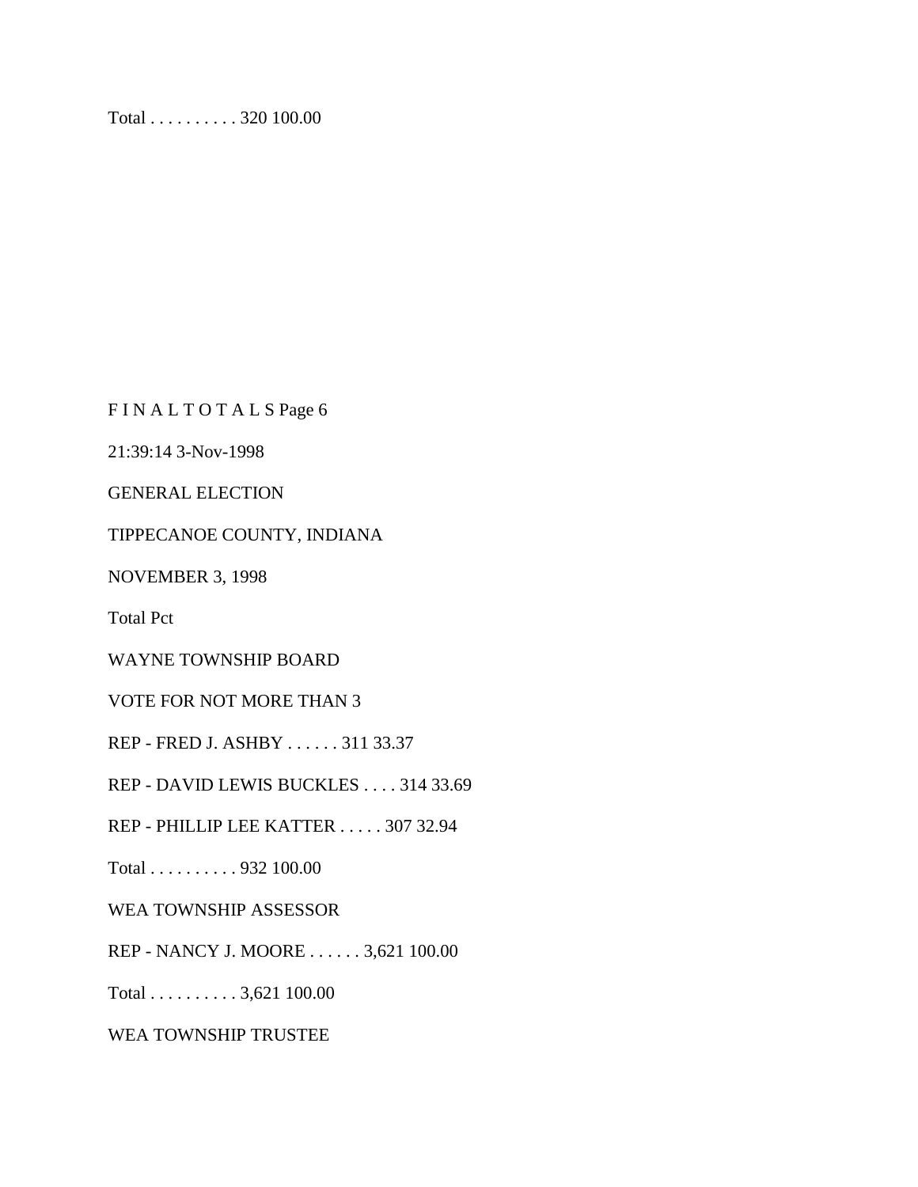Total . . . . . . . . . . 320 100.00

F I N A L T O T A L S Page 6

21:39:14 3-Nov-1998

GENERAL ELECTION

TIPPECANOE COUNTY, INDIANA

NOVEMBER 3, 1998

Total Pct

WAYNE TOWNSHIP BOARD

VOTE FOR NOT MORE THAN 3

REP - FRED J. ASHBY . . . . . . 311 33.37

REP - DAVID LEWIS BUCKLES . . . . 314 33.69

REP - PHILLIP LEE KATTER . . . . . 307 32.94

Total . . . . . . . . . . 932 100.00

WEA TOWNSHIP ASSESSOR

REP - NANCY J. MOORE . . . . . . 3,621 100.00

Total . . . . . . . . . . 3,621 100.00

WEA TOWNSHIP TRUSTEE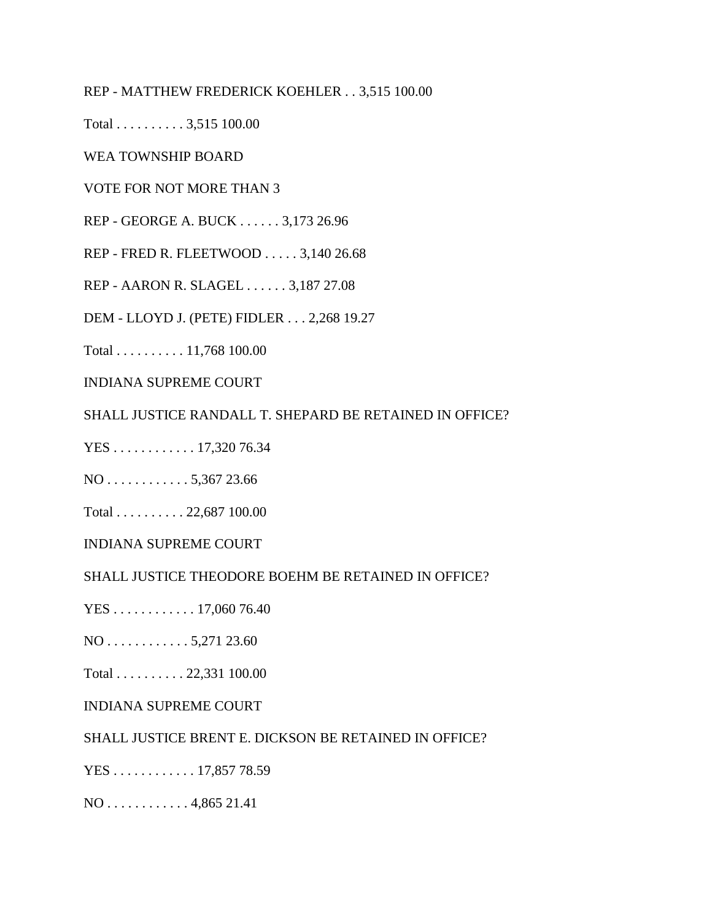REP - MATTHEW FREDERICK KOEHLER . . 3,515 100.00

Total . . . . . . . . . . 3,515 100.00

WEA TOWNSHIP BOARD

VOTE FOR NOT MORE THAN 3

REP - GEORGE A. BUCK . . . . . . 3,173 26.96

REP - FRED R. FLEETWOOD . . . . . 3,140 26.68

REP - AARON R. SLAGEL . . . . . . 3,187 27.08

DEM - LLOYD J. (PETE) FIDLER . . . 2,268 19.27

Total . . . . . . . . . . 11,768 100.00

INDIANA SUPREME COURT

SHALL JUSTICE RANDALL T. SHEPARD BE RETAINED IN OFFICE?

YES . . . . . . . . . . . . 17,320 76.34

NO . . . . . . . . . . . . 5,367 23.66

Total . . . . . . . . . . 22,687 100.00

INDIANA SUPREME COURT

SHALL JUSTICE THEODORE BOEHM BE RETAINED IN OFFICE?

YES . . . . . . . . . . . . 17,060 76.40

NO . . . . . . . . . . . . 5,271 23.60

Total . . . . . . . . . . 22,331 100.00

INDIANA SUPREME COURT

SHALL JUSTICE BRENT E. DICKSON BE RETAINED IN OFFICE?

YES . . . . . . . . . . . . 17,857 78.59

NO . . . . . . . . . . . . 4,865 21.41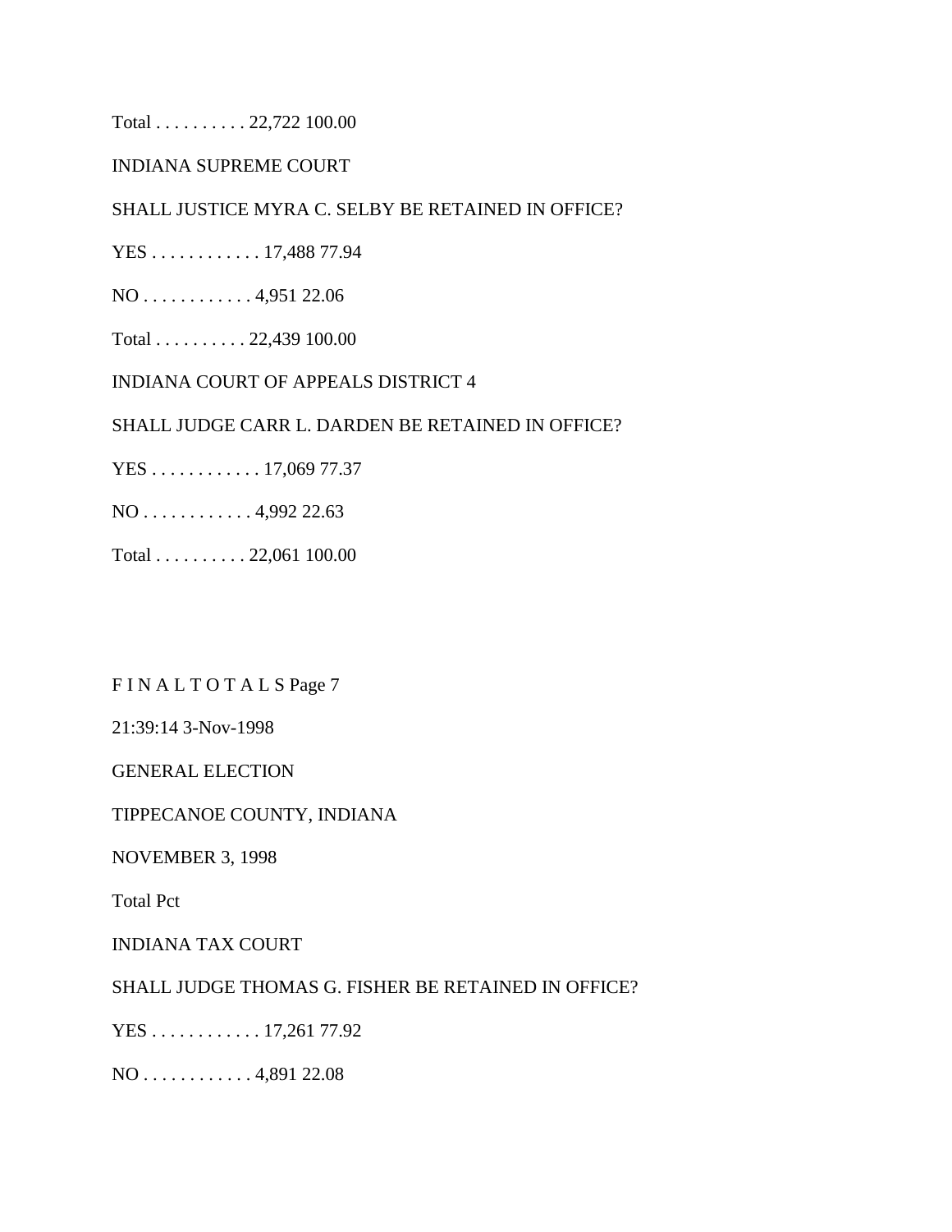Total . . . . . . . . . . 22,722 100.00

INDIANA SUPREME COURT

SHALL JUSTICE MYRA C. SELBY BE RETAINED IN OFFICE?

YES . . . . . . . . . . . . 17,488 77.94

NO . . . . . . . . . . . . 4,951 22.06

Total . . . . . . . . . . 22,439 100.00

INDIANA COURT OF APPEALS DISTRICT 4

SHALL JUDGE CARR L. DARDEN BE RETAINED IN OFFICE?

YES . . . . . . . . . . . . 17,069 77.37

NO . . . . . . . . . . . . 4,992 22.63

Total . . . . . . . . . . 22,061 100.00

F I N A L T O T A L S Page 7

21:39:14 3-Nov-1998

GENERAL ELECTION

TIPPECANOE COUNTY, INDIANA

NOVEMBER 3, 1998

Total Pct

INDIANA TAX COURT

SHALL JUDGE THOMAS G. FISHER BE RETAINED IN OFFICE?

YES . . . . . . . . . . . . 17,261 77.92

NO . . . . . . . . . . . . 4,891 22.08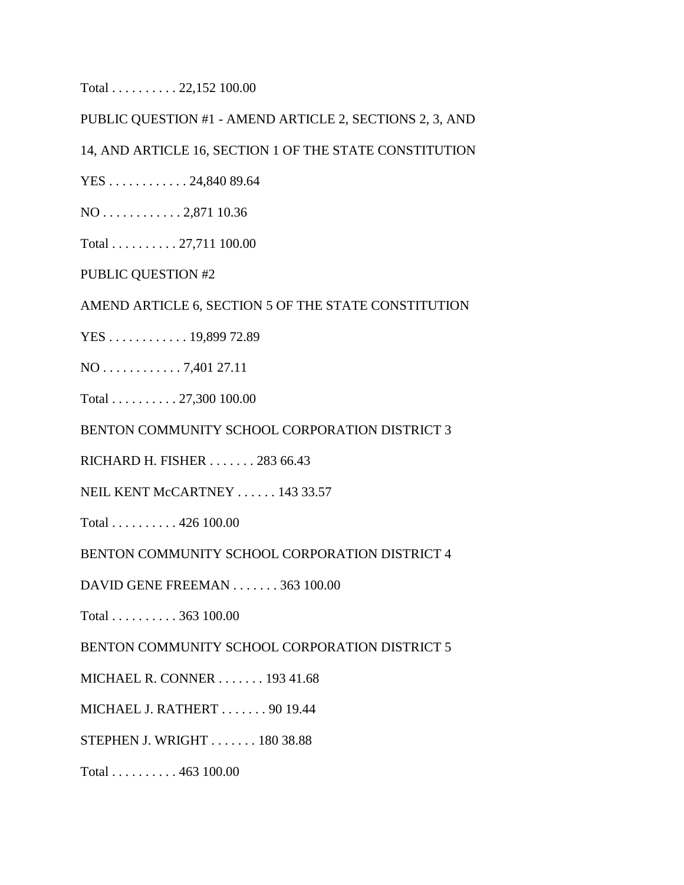Total . . . . . . . . . . 22,152 100.00

PUBLIC QUESTION #1 - AMEND ARTICLE 2, SECTIONS 2, 3, AND

14, AND ARTICLE 16, SECTION 1 OF THE STATE CONSTITUTION

YES . . . . . . . . . . . . 24,840 89.64

NO . . . . . . . . . . . . 2,871 10.36

Total . . . . . . . . . . 27,711 100.00

PUBLIC QUESTION #2

AMEND ARTICLE 6, SECTION 5 OF THE STATE CONSTITUTION

YES . . . . . . . . . . . . 19,899 72.89

NO . . . . . . . . . . . . 7,401 27.11

Total . . . . . . . . . . 27,300 100.00

BENTON COMMUNITY SCHOOL CORPORATION DISTRICT 3

RICHARD H. FISHER . . . . . . . 283 66.43

NEIL KENT McCARTNEY . . . . . . 143 33.57

Total . . . . . . . . . . 426 100.00

BENTON COMMUNITY SCHOOL CORPORATION DISTRICT 4

DAVID GENE FREEMAN . . . . . . . 363 100.00

Total . . . . . . . . . . 363 100.00

BENTON COMMUNITY SCHOOL CORPORATION DISTRICT 5

MICHAEL R. CONNER . . . . . . . 193 41.68

MICHAEL J. RATHERT . . . . . . . 90 19.44

STEPHEN J. WRIGHT . . . . . . . 180 38.88

Total . . . . . . . . . . 463 100.00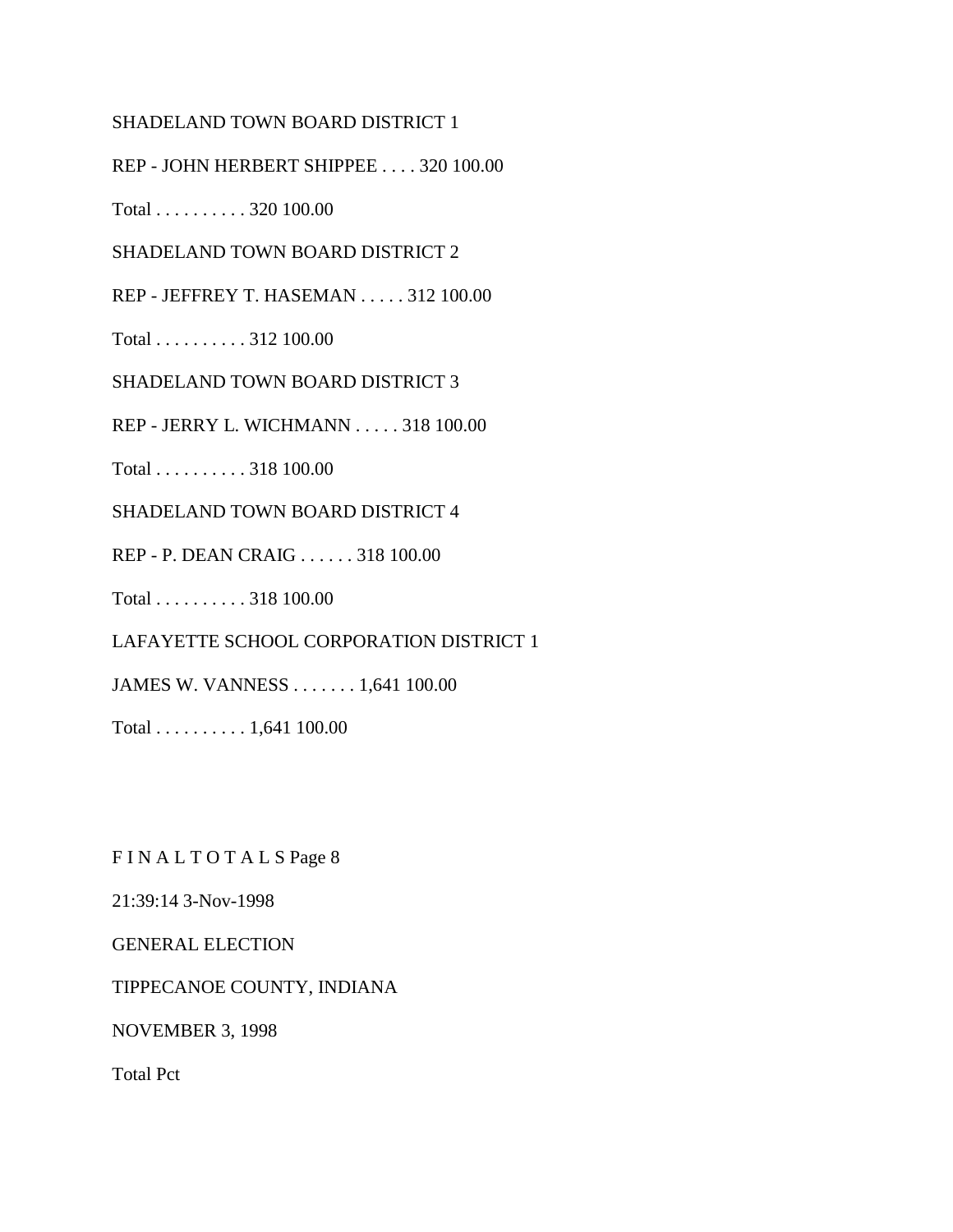SHADELAND TOWN BOARD DISTRICT 1

REP - JOHN HERBERT SHIPPEE . . . . 320 100.00

Total . . . . . . . . . . 320 100.00

SHADELAND TOWN BOARD DISTRICT 2

REP - JEFFREY T. HASEMAN . . . . . 312 100.00

Total . . . . . . . . . . 312 100.00

SHADELAND TOWN BOARD DISTRICT 3

REP - JERRY L. WICHMANN . . . . . 318 100.00

Total . . . . . . . . . . 318 100.00

SHADELAND TOWN BOARD DISTRICT 4

REP - P. DEAN CRAIG . . . . . . 318 100.00

Total . . . . . . . . . . 318 100.00

LAFAYETTE SCHOOL CORPORATION DISTRICT 1

JAMES W. VANNESS . . . . . . . 1,641 100.00

Total . . . . . . . . . . 1,641 100.00

F I N A L T O T A L S Page 8

21:39:14 3-Nov-1998

GENERAL ELECTION

TIPPECANOE COUNTY, INDIANA

NOVEMBER 3, 1998

Total Pct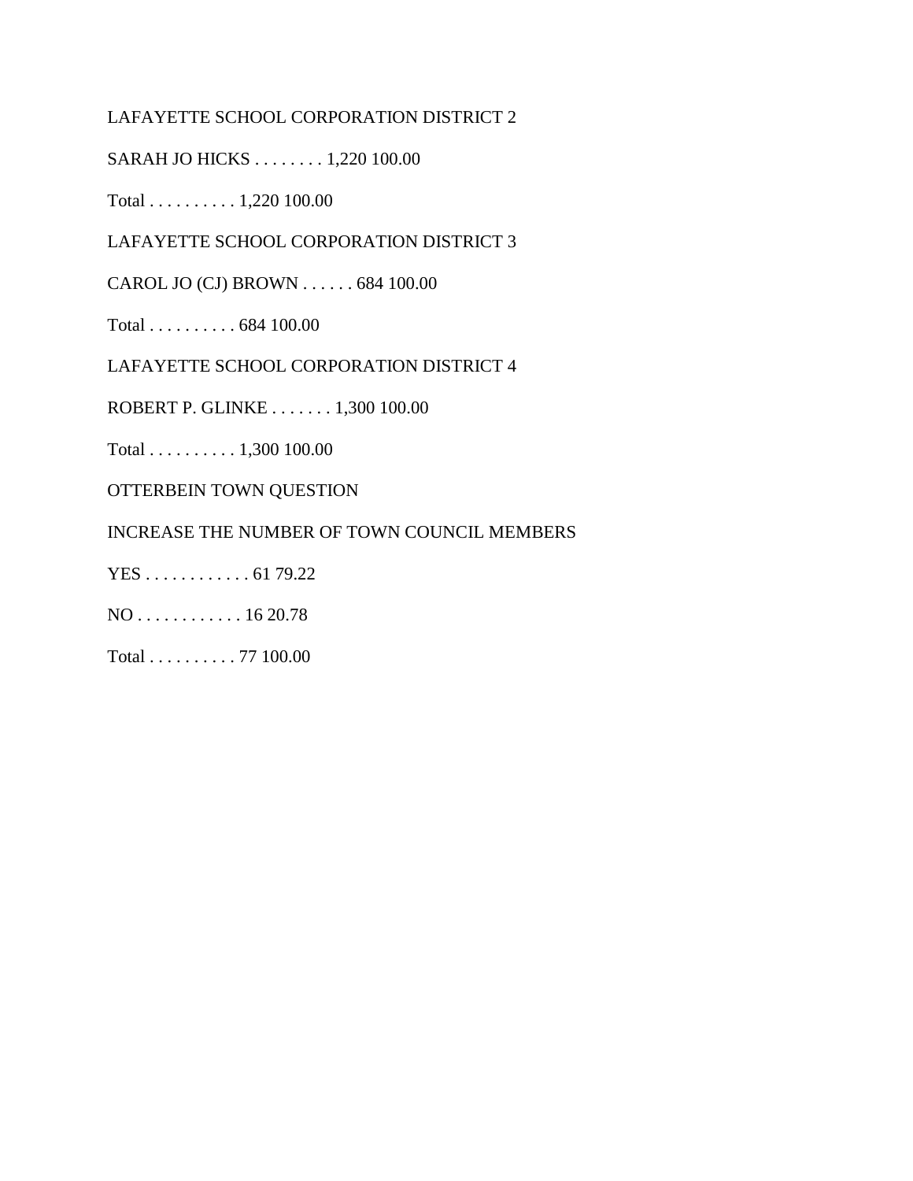LAFAYETTE SCHOOL CORPORATION DISTRICT 2

SARAH JO HICKS . . . . . . . . 1,220 100.00

Total . . . . . . . . . . 1,220 100.00

LAFAYETTE SCHOOL CORPORATION DISTRICT 3

CAROL JO (CJ) BROWN . . . . . . 684 100.00

Total . . . . . . . . . . 684 100.00

LAFAYETTE SCHOOL CORPORATION DISTRICT 4

ROBERT P. GLINKE . . . . . . . 1,300 100.00

Total . . . . . . . . . . 1,300 100.00

OTTERBEIN TOWN QUESTION

INCREASE THE NUMBER OF TOWN COUNCIL MEMBERS

YES . . . . . . . . . . . . 61 79.22

NO . . . . . . . . . . . . 16 20.78

Total . . . . . . . . . . 77 100.00